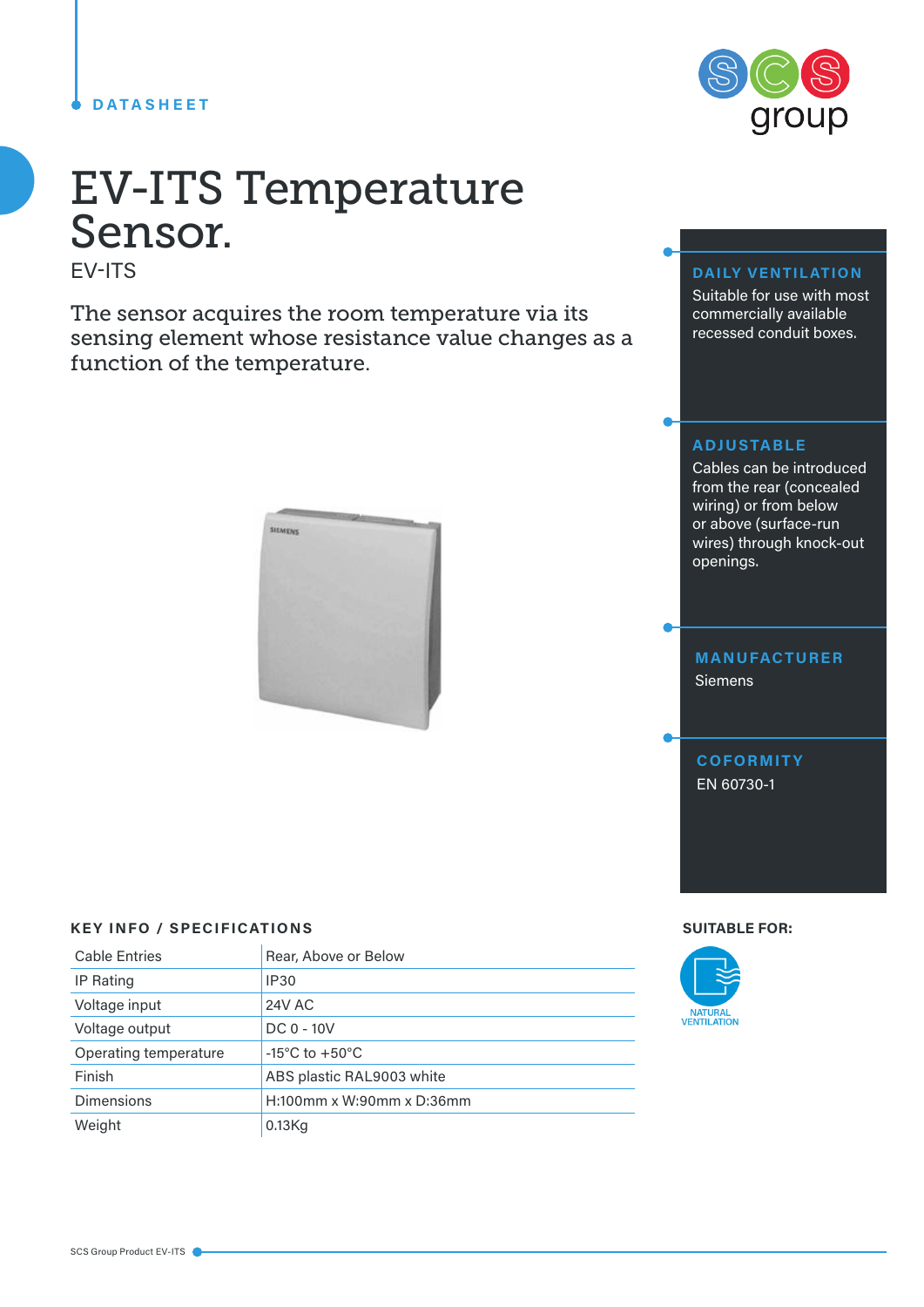DATASHEET

# EV-ITS Temperature Sensor.

EV-ITS

The sensor acquires the room temperature via its sensing element whose resistance value changes as a function of the temperature.

### DAILY VENTILATION

Suitable for use with most commercially available recessed conduit boxes.

### ADJUSTABLE

Cables can be introduced from the rear (concealed wiring) or from below or above (surface-run wires) through knock-out openings.

### MANUFACTURER

Siemens

### COFORMITY

EN 60730-1

## KEY INFO / SPECIFICATIONS

| | |
|---|---|
| Cable Entries | Rear, Above or Below |
| IP Rating | IP30 |
| Voltage input | 24V AC |
| Voltage output | DC 0 - 10V |
| Operating temperature | -15°C to +50°C |
| Finish | ABS plastic RAL9003 white |
| Dimensions | H:100mm x W:90mm x D:36mm |
| Weight | 0.13Kg |

## SUITABLE FOR:

NATURAL VENTILATION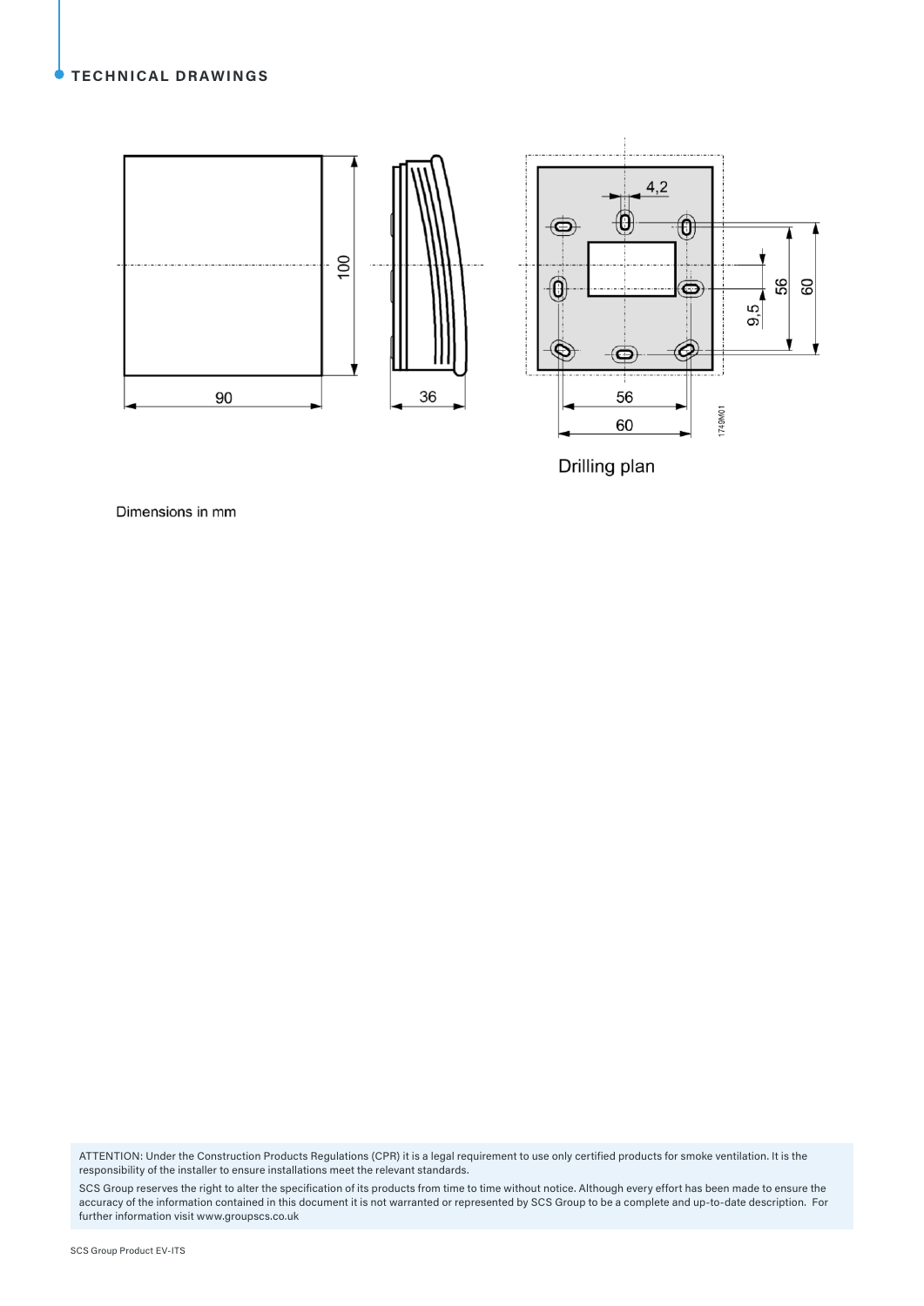## TECHNICAL DRAWINGS

90

100

36

4,2

9,5

56

60

56

60

174SM01

Drilling plan

Dimensions in mm

ATTENTION: Under the Construction Products Regulations (CPR) it is a legal requirement to use only certified products for smoke ventilation. It is the responsibility of the installer to ensure installations meet the relevant standards.

SCS Group reserves the right to alter the specification of its products from time to time without notice. Although every effort has been made to ensure the accuracy of the information contained in this document it is not warranted or represented by SCS Group to be a complete and up-to-date description. For further information visit www.groupscs.co.uk